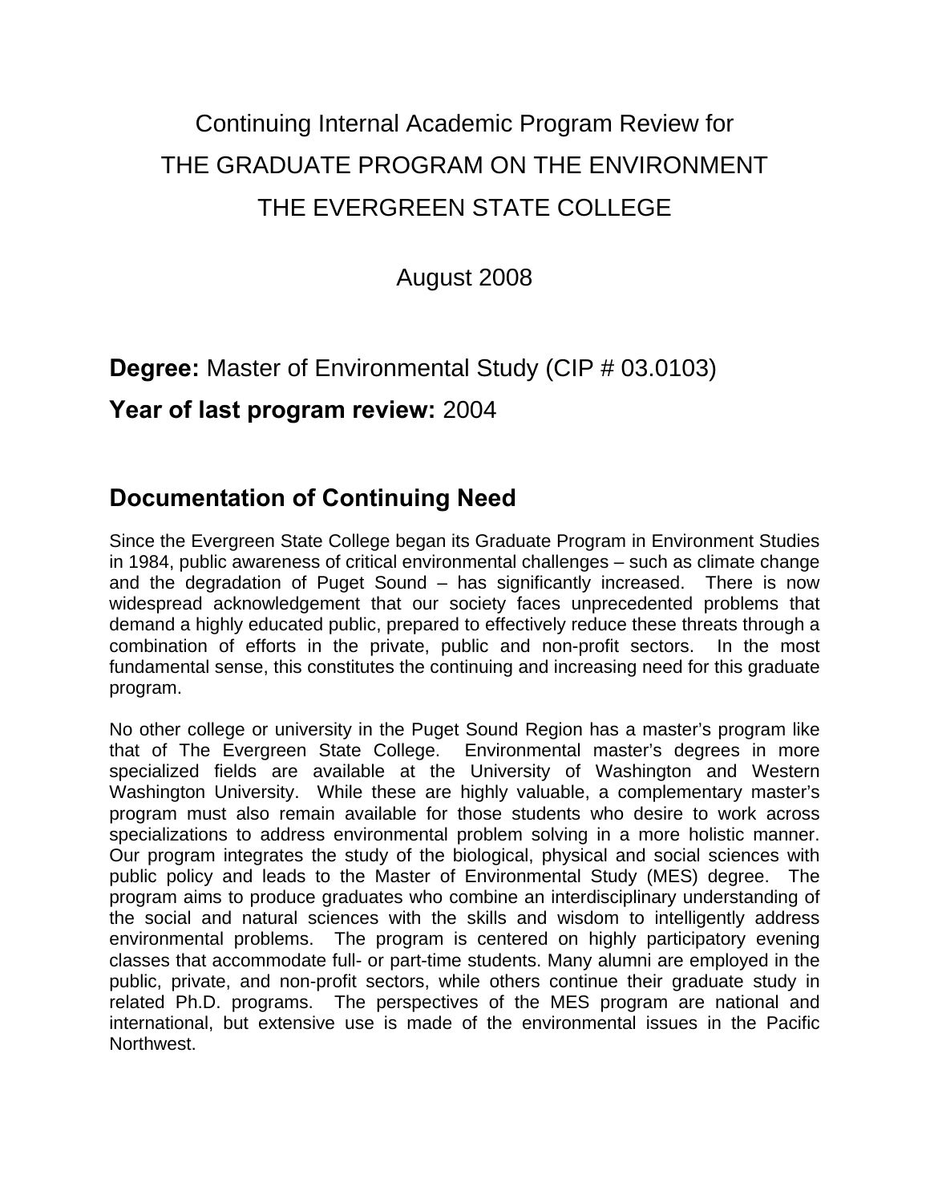# Continuing Internal Academic Program Review for THE GRADUATE PROGRAM ON THE ENVIRONMENT THE EVERGREEN STATE COLLEGE

August 2008

**Degree:** Master of Environmental Study (CIP # 03.0103)

**Year of last program review:** 2004

## Documentation of Continuing Need

Since the Evergreen State College began its Graduate Program in Environment Studies in 1984, public awareness of critical environmental challenges – such as climate change and the degradation of Puget Sound – has significantly increased. There is now widespread acknowledgement that our society faces unprecedented problems that demand a highly educated public, prepared to effectively reduce these threats through a combination of efforts in the private, public and non-profit sectors. In the most fundamental sense, this constitutes the continuing and increasing need for this graduate program.

No other college or university in the Puget Sound Region has a master's program like that of The Evergreen State College. Environmental master's degrees in more specialized fields are available at the University of Washington and Western Washington University. While these are highly valuable, a complementary master's program must also remain available for those students who desire to work across specializations to address environmental problem solving in a more holistic manner. Our program integrates the study of the biological, physical and social sciences with public policy and leads to the Master of Environmental Study (MES) degree. The program aims to produce graduates who combine an interdisciplinary understanding of the social and natural sciences with the skills and wisdom to intelligently address environmental problems. The program is centered on highly participatory evening classes that accommodate full- or part-time students. Many alumni are employed in the public, private, and non-profit sectors, while others continue their graduate study in related Ph.D. programs. The perspectives of the MES program are national and international, but extensive use is made of the environmental issues in the Pacific Northwest.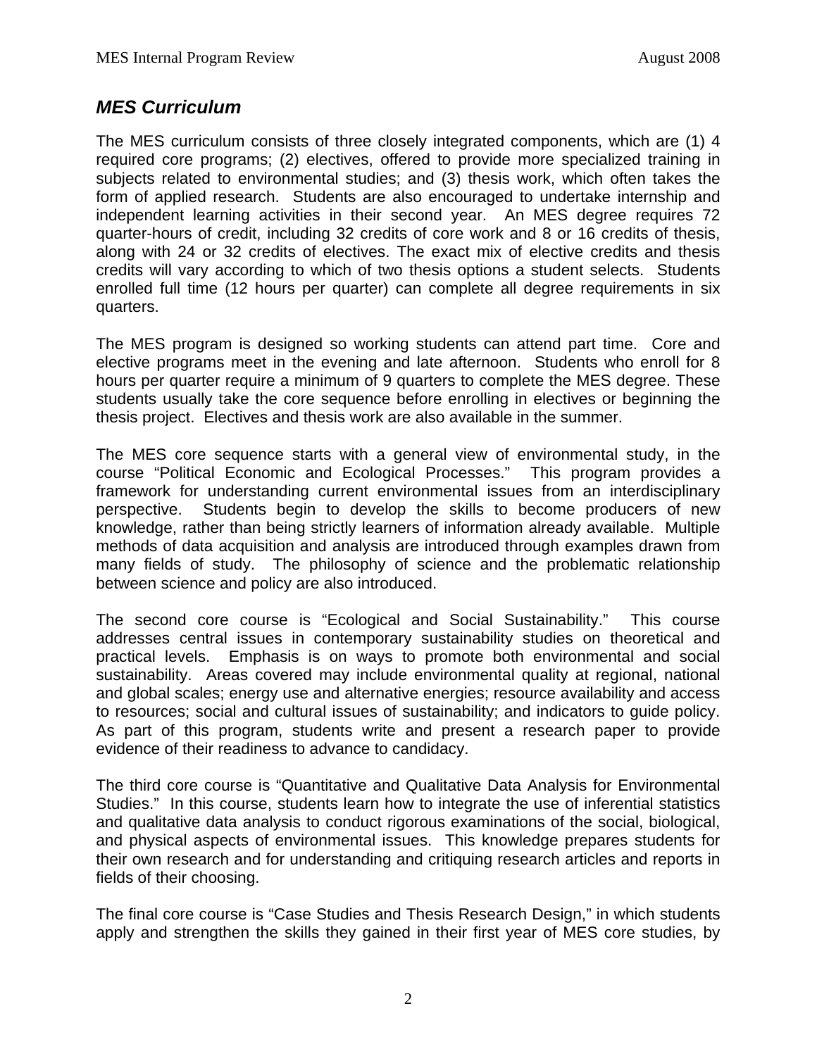## *MES Curriculum*

The MES curriculum consists of three closely integrated components, which are (1) 4 required core programs; (2) electives, offered to provide more specialized training in subjects related to environmental studies; and (3) thesis work, which often takes the form of applied research. Students are also encouraged to undertake internship and independent learning activities in their second year. An MES degree requires 72 quarter-hours of credit, including 32 credits of core work and 8 or 16 credits of thesis, along with 24 or 32 credits of electives. The exact mix of elective credits and thesis credits will vary according to which of two thesis options a student selects. Students enrolled full time (12 hours per quarter) can complete all degree requirements in six quarters.

The MES program is designed so working students can attend part time. Core and elective programs meet in the evening and late afternoon. Students who enroll for 8 hours per quarter require a minimum of 9 quarters to complete the MES degree. These students usually take the core sequence before enrolling in electives or beginning the thesis project. Electives and thesis work are also available in the summer.

The MES core sequence starts with a general view of environmental study, in the course "Political Economic and Ecological Processes." This program provides a framework for understanding current environmental issues from an interdisciplinary perspective. Students begin to develop the skills to become producers of new knowledge, rather than being strictly learners of information already available. Multiple methods of data acquisition and analysis are introduced through examples drawn from many fields of study. The philosophy of science and the problematic relationship between science and policy are also introduced.

The second core course is "Ecological and Social Sustainability." This course addresses central issues in contemporary sustainability studies on theoretical and practical levels. Emphasis is on ways to promote both environmental and social sustainability. Areas covered may include environmental quality at regional, national and global scales; energy use and alternative energies; resource availability and access to resources; social and cultural issues of sustainability; and indicators to guide policy. As part of this program, students write and present a research paper to provide evidence of their readiness to advance to candidacy.

The third core course is "Quantitative and Qualitative Data Analysis for Environmental Studies." In this course, students learn how to integrate the use of inferential statistics and qualitative data analysis to conduct rigorous examinations of the social, biological, and physical aspects of environmental issues. This knowledge prepares students for their own research and for understanding and critiquing research articles and reports in fields of their choosing.

The final core course is "Case Studies and Thesis Research Design," in which students apply and strengthen the skills they gained in their first year of MES core studies, by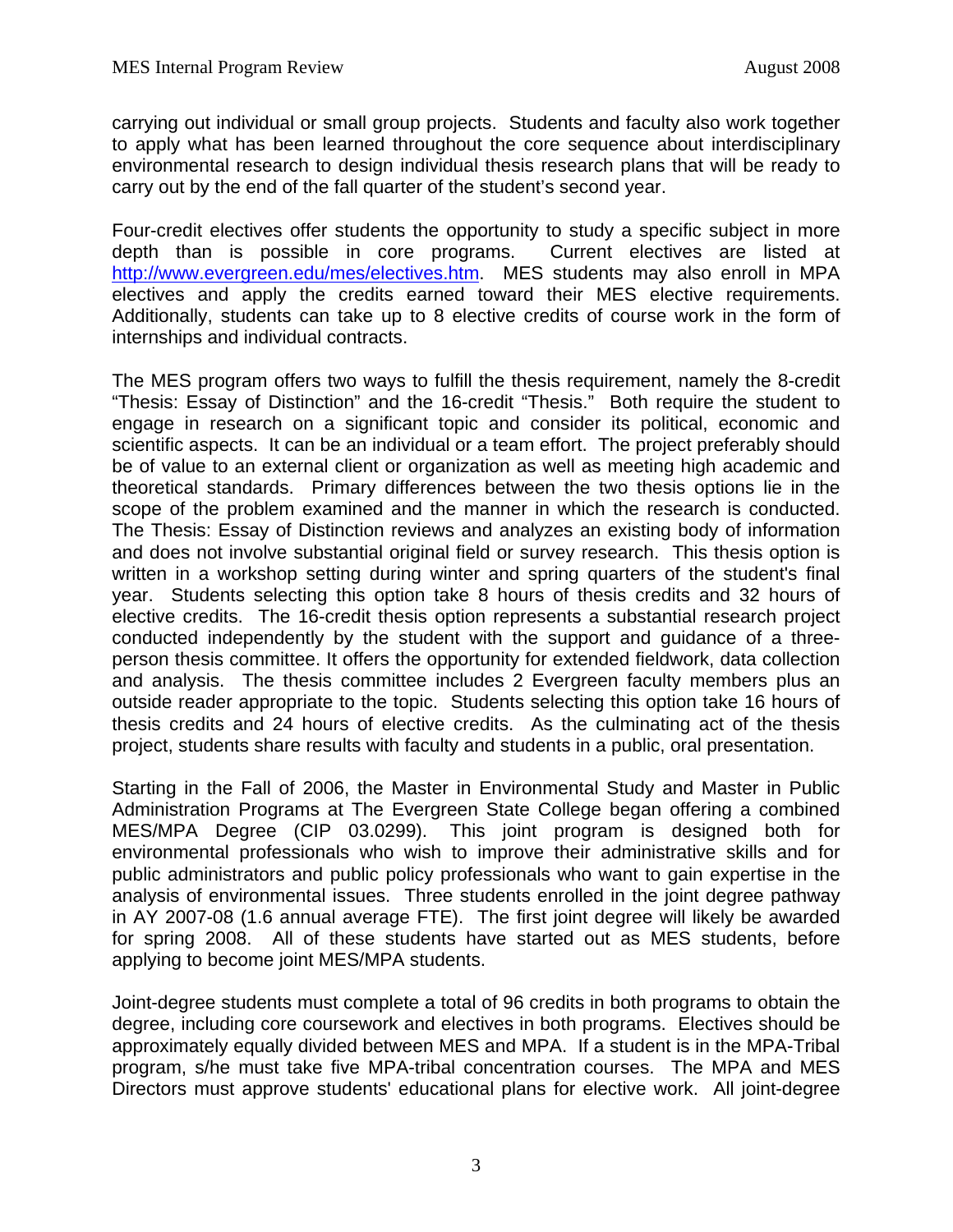carrying out individual or small group projects. Students and faculty also work together to apply what has been learned throughout the core sequence about interdisciplinary environmental research to design individual thesis research plans that will be ready to carry out by the end of the fall quarter of the student's second year.

Four-credit electives offer students the opportunity to study a specific subject in more depth than is possible in core programs. Current electives are listed at http://www.evergreen.edu/mes/electives.htm. MES students may also enroll in MPA electives and apply the credits earned toward their MES elective requirements. Additionally, students can take up to 8 elective credits of course work in the form of internships and individual contracts.

The MES program offers two ways to fulfill the thesis requirement, namely the 8-credit "Thesis: Essay of Distinction" and the 16-credit "Thesis." Both require the student to engage in research on a significant topic and consider its political, economic and scientific aspects. It can be an individual or a team effort. The project preferably should be of value to an external client or organization as well as meeting high academic and theoretical standards. Primary differences between the two thesis options lie in the scope of the problem examined and the manner in which the research is conducted. The Thesis: Essay of Distinction reviews and analyzes an existing body of information and does not involve substantial original field or survey research. This thesis option is written in a workshop setting during winter and spring quarters of the student's final year. Students selecting this option take 8 hours of thesis credits and 32 hours of elective credits. The 16-credit thesis option represents a substantial research project conducted independently by the student with the support and guidance of a three-person thesis committee. It offers the opportunity for extended fieldwork, data collection and analysis. The thesis committee includes 2 Evergreen faculty members plus an outside reader appropriate to the topic. Students selecting this option take 16 hours of thesis credits and 24 hours of elective credits. As the culminating act of the thesis project, students share results with faculty and students in a public, oral presentation.

Starting in the Fall of 2006, the Master in Environmental Study and Master in Public Administration Programs at The Evergreen State College began offering a combined MES/MPA Degree (CIP 03.0299). This joint program is designed both for environmental professionals who wish to improve their administrative skills and for public administrators and public policy professionals who want to gain expertise in the analysis of environmental issues. Three students enrolled in the joint degree pathway in AY 2007-08 (1.6 annual average FTE). The first joint degree will likely be awarded for spring 2008. All of these students have started out as MES students, before applying to become joint MES/MPA students.

Joint-degree students must complete a total of 96 credits in both programs to obtain the degree, including core coursework and electives in both programs. Electives should be approximately equally divided between MES and MPA. If a student is in the MPA-Tribal program, s/he must take five MPA-tribal concentration courses. The MPA and MES Directors must approve students' educational plans for elective work. All joint-degree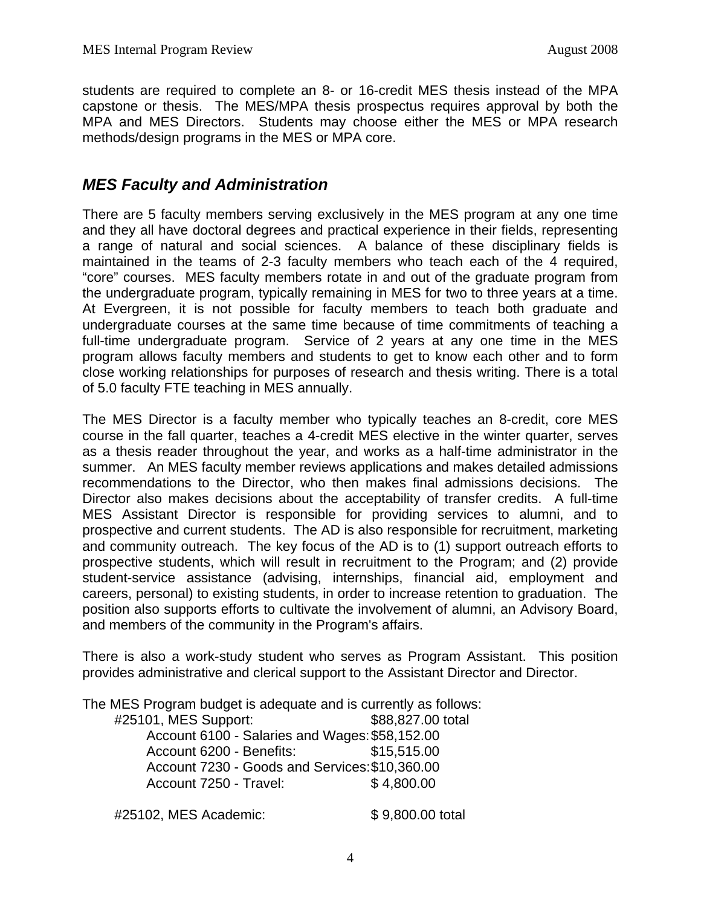students are required to complete an 8- or 16-credit MES thesis instead of the MPA capstone or thesis. The MES/MPA thesis prospectus requires approval by both the MPA and MES Directors. Students may choose either the MES or MPA research methods/design programs in the MES or MPA core.

## *MES Faculty and Administration*

There are 5 faculty members serving exclusively in the MES program at any one time and they all have doctoral degrees and practical experience in their fields, representing a range of natural and social sciences. A balance of these disciplinary fields is maintained in the teams of 2-3 faculty members who teach each of the 4 required, "core" courses. MES faculty members rotate in and out of the graduate program from the undergraduate program, typically remaining in MES for two to three years at a time. At Evergreen, it is not possible for faculty members to teach both graduate and undergraduate courses at the same time because of time commitments of teaching a full-time undergraduate program. Service of 2 years at any one time in the MES program allows faculty members and students to get to know each other and to form close working relationships for purposes of research and thesis writing. There is a total of 5.0 faculty FTE teaching in MES annually.

The MES Director is a faculty member who typically teaches an 8-credit, core MES course in the fall quarter, teaches a 4-credit MES elective in the winter quarter, serves as a thesis reader throughout the year, and works as a half-time administrator in the summer. An MES faculty member reviews applications and makes detailed admissions recommendations to the Director, who then makes final admissions decisions. The Director also makes decisions about the acceptability of transfer credits. A full-time MES Assistant Director is responsible for providing services to alumni, and to prospective and current students. The AD is also responsible for recruitment, marketing and community outreach. The key focus of the AD is to (1) support outreach efforts to prospective students, which will result in recruitment to the Program; and (2) provide student-service assistance (advising, internships, financial aid, employment and careers, personal) to existing students, in order to increase retention to graduation. The position also supports efforts to cultivate the involvement of alumni, an Advisory Board, and members of the community in the Program's affairs.

There is also a work-study student who serves as Program Assistant. This position provides administrative and clerical support to the Assistant Director and Director.

The MES Program budget is adequate and is currently as follows:

| Account | Amount |
|---|---|
| #25101, MES Support: | $88,827.00 total |
| Account 6100 - Salaries and Wages: | $58,152.00 |
| Account 6200 - Benefits: | $15,515.00 |
| Account 7230 - Goods and Services: | $10,360.00 |
| Account 7250 - Travel: | $ 4,800.00 |
| #25102, MES Academic: | $ 9,800.00 total |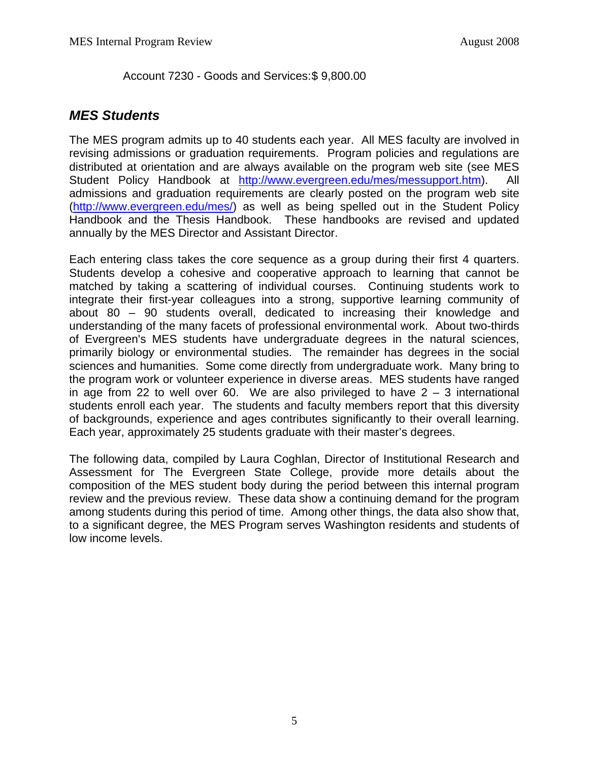Account 7230 - Goods and Services:$ 9,800.00

## *MES Students*

The MES program admits up to 40 students each year. All MES faculty are involved in revising admissions or graduation requirements. Program policies and regulations are distributed at orientation and are always available on the program web site (see MES Student Policy Handbook at http://www.evergreen.edu/mes/messupport.htm). All admissions and graduation requirements are clearly posted on the program web site (http://www.evergreen.edu/mes/) as well as being spelled out in the Student Policy Handbook and the Thesis Handbook. These handbooks are revised and updated annually by the MES Director and Assistant Director.

Each entering class takes the core sequence as a group during their first 4 quarters. Students develop a cohesive and cooperative approach to learning that cannot be matched by taking a scattering of individual courses. Continuing students work to integrate their first-year colleagues into a strong, supportive learning community of about 80 – 90 students overall, dedicated to increasing their knowledge and understanding of the many facets of professional environmental work. About two-thirds of Evergreen's MES students have undergraduate degrees in the natural sciences, primarily biology or environmental studies. The remainder has degrees in the social sciences and humanities. Some come directly from undergraduate work. Many bring to the program work or volunteer experience in diverse areas. MES students have ranged in age from 22 to well over 60. We are also privileged to have 2 – 3 international students enroll each year. The students and faculty members report that this diversity of backgrounds, experience and ages contributes significantly to their overall learning. Each year, approximately 25 students graduate with their master's degrees.

The following data, compiled by Laura Coghlan, Director of Institutional Research and Assessment for The Evergreen State College, provide more details about the composition of the MES student body during the period between this internal program review and the previous review. These data show a continuing demand for the program among students during this period of time. Among other things, the data also show that, to a significant degree, the MES Program serves Washington residents and students of low income levels.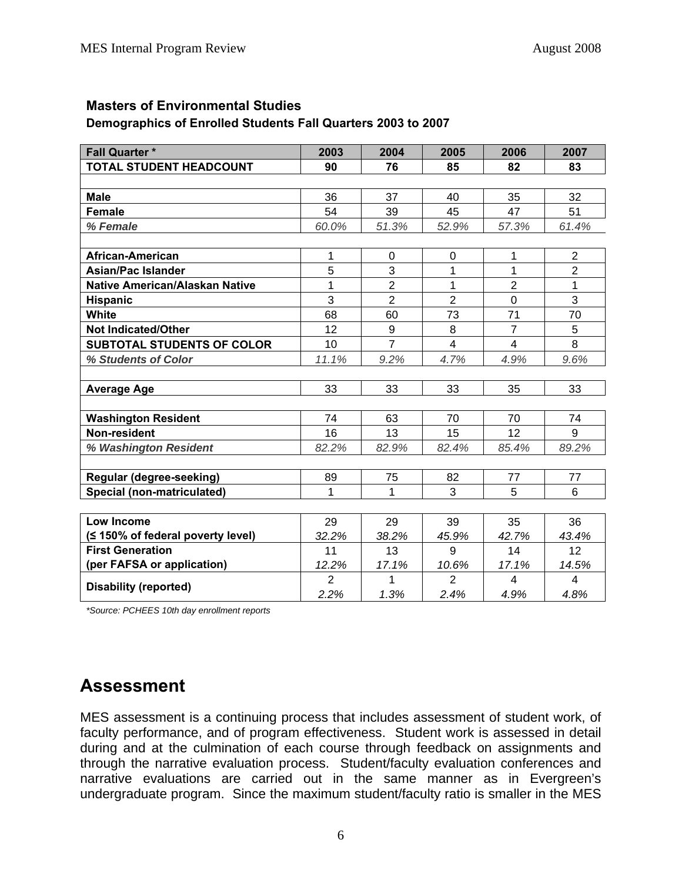**Masters of Environmental Studies**

**Demographics of Enrolled Students Fall Quarters 2003 to 2007**

| Fall Quarter * | 2003 | 2004 | 2005 | 2006 | 2007 |
|---|---|---|---|---|---|
| **TOTAL STUDENT HEADCOUNT** | **90** | **76** | **85** | **82** | **83** |
| | | | | | |
| **Male** | 36 | 37 | 40 | 35 | 32 |
| **Female** | 54 | 39 | 45 | 47 | 51 |
| ***% Female*** | *60.0%* | *51.3%* | *52.9%* | *57.3%* | *61.4%* |
| | | | | | |
| **African-American** | 1 | 0 | 0 | 1 | 2 |
| **Asian/Pac Islander** | 5 | 3 | 1 | 1 | 2 |
| **Native American/Alaskan Native** | 1 | 2 | 1 | 2 | 1 |
| **Hispanic** | 3 | 2 | 2 | 0 | 3 |
| **White** | 68 | 60 | 73 | 71 | 70 |
| **Not Indicated/Other** | 12 | 9 | 8 | 7 | 5 |
| **SUBTOTAL STUDENTS OF COLOR** | 10 | 7 | 4 | 4 | 8 |
| ***% Students of Color*** | *11.1%* | *9.2%* | *4.7%* | *4.9%* | *9.6%* |
| | | | | | |
| **Average Age** | 33 | 33 | 33 | 35 | 33 |
| | | | | | |
| **Washington Resident** | 74 | 63 | 70 | 70 | 74 |
| **Non-resident** | 16 | 13 | 15 | 12 | 9 |
| ***% Washington Resident*** | *82.2%* | *82.9%* | *82.4%* | *85.4%* | *89.2%* |
| | | | | | |
| **Regular (degree-seeking)** | 89 | 75 | 82 | 77 | 77 |
| **Special (non-matriculated)** | 1 | 1 | 3 | 5 | 6 |
| | | | | | |
| **Low Income (≤ 150% of federal poverty level)** | 29 *32.2%* | 29 *38.2%* | 39 *45.9%* | 35 *42.7%* | 36 *43.4%* |
| **First Generation (per FAFSA or application)** | 11 *12.2%* | 13 *17.1%* | 9 *10.6%* | 14 *17.1%* | 12 *14.5%* |
| **Disability (reported)** | 2 *2.2%* | 1 *1.3%* | 2 *2.4%* | 4 *4.9%* | 4 *4.8%* |

*\*Source: PCHEES 10th day enrollment reports*

## Assessment

MES assessment is a continuing process that includes assessment of student work, of faculty performance, and of program effectiveness. Student work is assessed in detail during and at the culmination of each course through feedback on assignments and through the narrative evaluation process. Student/faculty evaluation conferences and narrative evaluations are carried out in the same manner as in Evergreen's undergraduate program. Since the maximum student/faculty ratio is smaller in the MES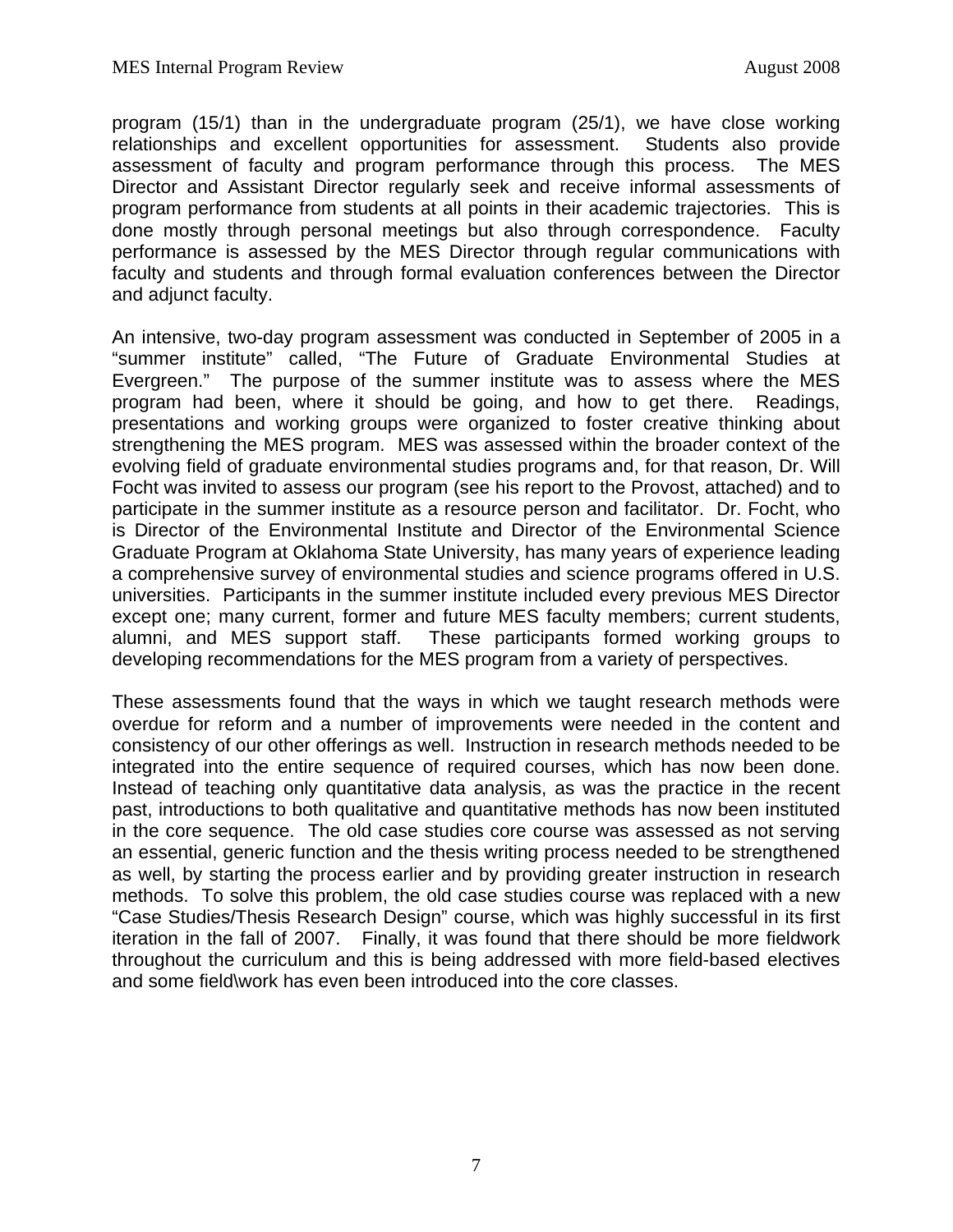program (15/1) than in the undergraduate program (25/1), we have close working relationships and excellent opportunities for assessment. Students also provide assessment of faculty and program performance through this process. The MES Director and Assistant Director regularly seek and receive informal assessments of program performance from students at all points in their academic trajectories. This is done mostly through personal meetings but also through correspondence. Faculty performance is assessed by the MES Director through regular communications with faculty and students and through formal evaluation conferences between the Director and adjunct faculty.

An intensive, two-day program assessment was conducted in September of 2005 in a "summer institute" called, "The Future of Graduate Environmental Studies at Evergreen." The purpose of the summer institute was to assess where the MES program had been, where it should be going, and how to get there. Readings, presentations and working groups were organized to foster creative thinking about strengthening the MES program. MES was assessed within the broader context of the evolving field of graduate environmental studies programs and, for that reason, Dr. Will Focht was invited to assess our program (see his report to the Provost, attached) and to participate in the summer institute as a resource person and facilitator. Dr. Focht, who is Director of the Environmental Institute and Director of the Environmental Science Graduate Program at Oklahoma State University, has many years of experience leading a comprehensive survey of environmental studies and science programs offered in U.S. universities. Participants in the summer institute included every previous MES Director except one; many current, former and future MES faculty members; current students, alumni, and MES support staff. These participants formed working groups to developing recommendations for the MES program from a variety of perspectives.

These assessments found that the ways in which we taught research methods were overdue for reform and a number of improvements were needed in the content and consistency of our other offerings as well. Instruction in research methods needed to be integrated into the entire sequence of required courses, which has now been done. Instead of teaching only quantitative data analysis, as was the practice in the recent past, introductions to both qualitative and quantitative methods has now been instituted in the core sequence. The old case studies core course was assessed as not serving an essential, generic function and the thesis writing process needed to be strengthened as well, by starting the process earlier and by providing greater instruction in research methods. To solve this problem, the old case studies course was replaced with a new "Case Studies/Thesis Research Design" course, which was highly successful in its first iteration in the fall of 2007. Finally, it was found that there should be more fieldwork throughout the curriculum and this is being addressed with more field-based electives and some field\work has even been introduced into the core classes.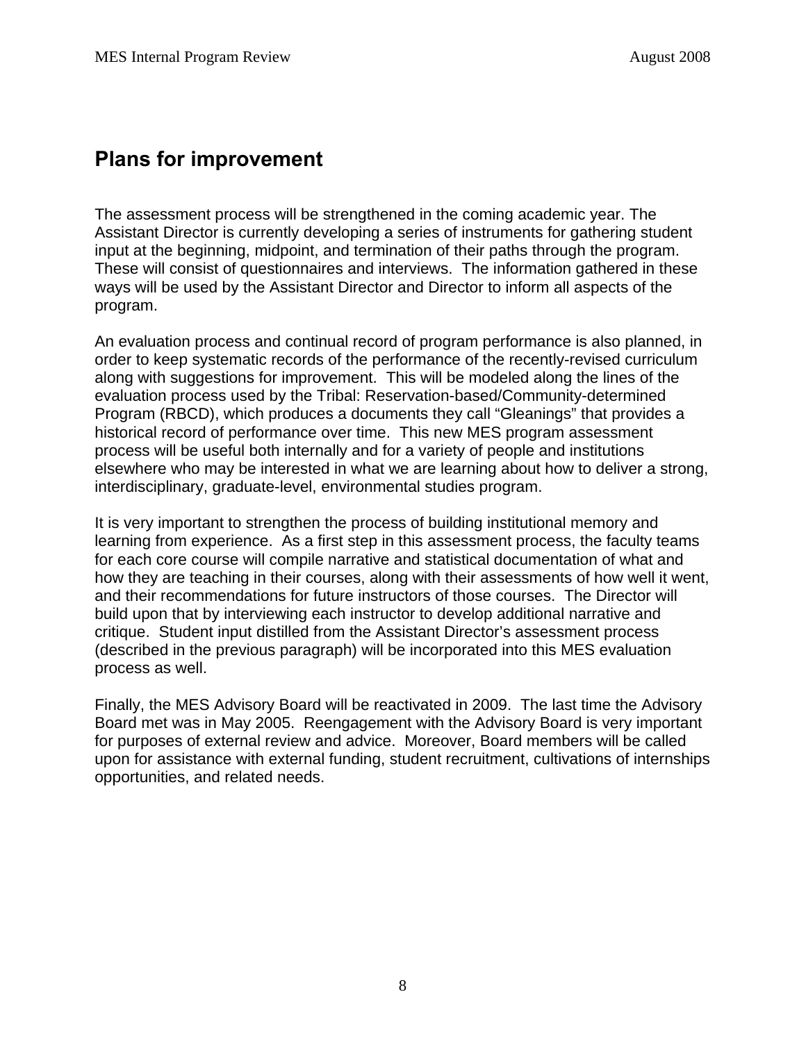## Plans for improvement

The assessment process will be strengthened in the coming academic year. The Assistant Director is currently developing a series of instruments for gathering student input at the beginning, midpoint, and termination of their paths through the program. These will consist of questionnaires and interviews. The information gathered in these ways will be used by the Assistant Director and Director to inform all aspects of the program.

An evaluation process and continual record of program performance is also planned, in order to keep systematic records of the performance of the recently-revised curriculum along with suggestions for improvement. This will be modeled along the lines of the evaluation process used by the Tribal: Reservation-based/Community-determined Program (RBCD), which produces a documents they call "Gleanings" that provides a historical record of performance over time. This new MES program assessment process will be useful both internally and for a variety of people and institutions elsewhere who may be interested in what we are learning about how to deliver a strong, interdisciplinary, graduate-level, environmental studies program.

It is very important to strengthen the process of building institutional memory and learning from experience. As a first step in this assessment process, the faculty teams for each core course will compile narrative and statistical documentation of what and how they are teaching in their courses, along with their assessments of how well it went, and their recommendations for future instructors of those courses. The Director will build upon that by interviewing each instructor to develop additional narrative and critique. Student input distilled from the Assistant Director's assessment process (described in the previous paragraph) will be incorporated into this MES evaluation process as well.

Finally, the MES Advisory Board will be reactivated in 2009. The last time the Advisory Board met was in May 2005. Reengagement with the Advisory Board is very important for purposes of external review and advice. Moreover, Board members will be called upon for assistance with external funding, student recruitment, cultivations of internships opportunities, and related needs.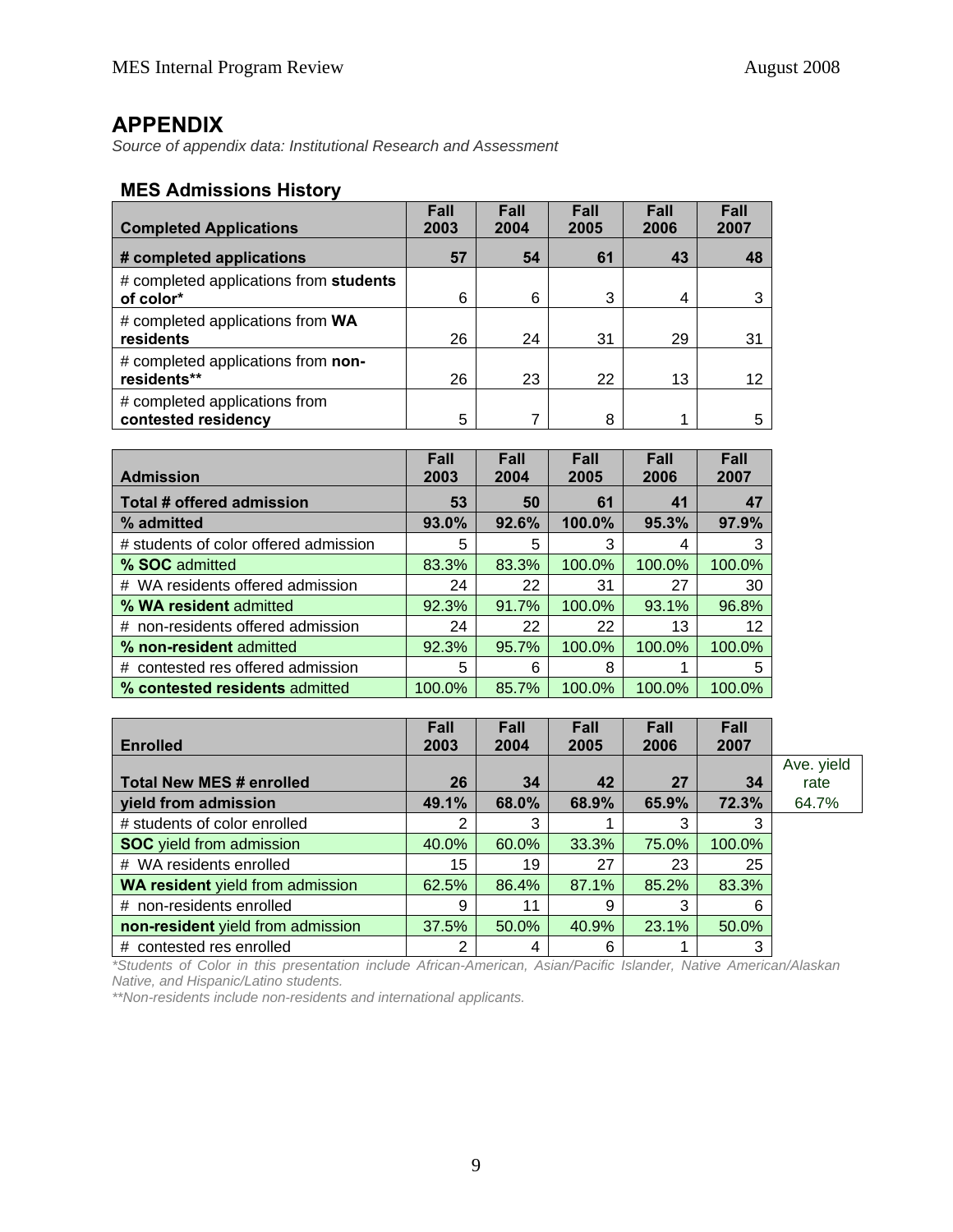## APPENDIX

*Source of appendix data: Institutional Research and Assessment*

### MES Admissions History

| Completed Applications | Fall 2003 | Fall 2004 | Fall 2005 | Fall 2006 | Fall 2007 |
|---|---|---|---|---|---|
| **# completed applications** | **57** | **54** | **61** | **43** | **48** |
| # completed applications from **students of color*** | 6 | 6 | 3 | 4 | 3 |
| # completed applications from **WA residents** | 26 | 24 | 31 | 29 | 31 |
| # completed applications from **non-residents**** | 26 | 23 | 22 | 13 | 12 |
| # completed applications from **contested residency** | 5 | 7 | 8 | 1 | 5 |

| Admission | Fall 2003 | Fall 2004 | Fall 2005 | Fall 2006 | Fall 2007 |
|---|---|---|---|---|---|
| **Total # offered admission** | **53** | **50** | **61** | **41** | **47** |
| **% admitted** | **93.0%** | **92.6%** | **100.0%** | **95.3%** | **97.9%** |
| # students of color offered admission | 5 | 5 | 3 | 4 | 3 |
| **% SOC** admitted | 83.3% | 83.3% | 100.0% | 100.0% | 100.0% |
| # WA residents offered admission | 24 | 22 | 31 | 27 | 30 |
| **% WA resident** admitted | 92.3% | 91.7% | 100.0% | 93.1% | 96.8% |
| # non-residents offered admission | 24 | 22 | 22 | 13 | 12 |
| **% non-resident** admitted | 92.3% | 95.7% | 100.0% | 100.0% | 100.0% |
| # contested res offered admission | 5 | 6 | 8 | 1 | 5 |
| **% contested residents** admitted | 100.0% | 85.7% | 100.0% | 100.0% | 100.0% |

| Enrolled | Fall 2003 | Fall 2004 | Fall 2005 | Fall 2006 | Fall 2007 | |
|---|---|---|---|---|---|---|
| **Total New MES # enrolled** | **26** | **34** | **42** | **27** | **34** | Ave. yield rate |
| **yield from admission** | **49.1%** | **68.0%** | **68.9%** | **65.9%** | **72.3%** | 64.7% |
| # students of color enrolled | 2 | 3 | 1 | 3 | 3 | |
| **SOC** yield from admission | 40.0% | 60.0% | 33.3% | 75.0% | 100.0% | |
| # WA residents enrolled | 15 | 19 | 27 | 23 | 25 | |
| **WA resident** yield from admission | 62.5% | 86.4% | 87.1% | 85.2% | 83.3% | |
| # non-residents enrolled | 9 | 11 | 9 | 3 | 6 | |
| **non-resident** yield from admission | 37.5% | 50.0% | 40.9% | 23.1% | 50.0% | |
| # contested res enrolled | 2 | 4 | 6 | 1 | 3 | |

*\*Students of Color in this presentation include African-American, Asian/Pacific Islander, Native American/Alaskan Native, and Hispanic/Latino students.*

*\*\*Non-residents include non-residents and international applicants.*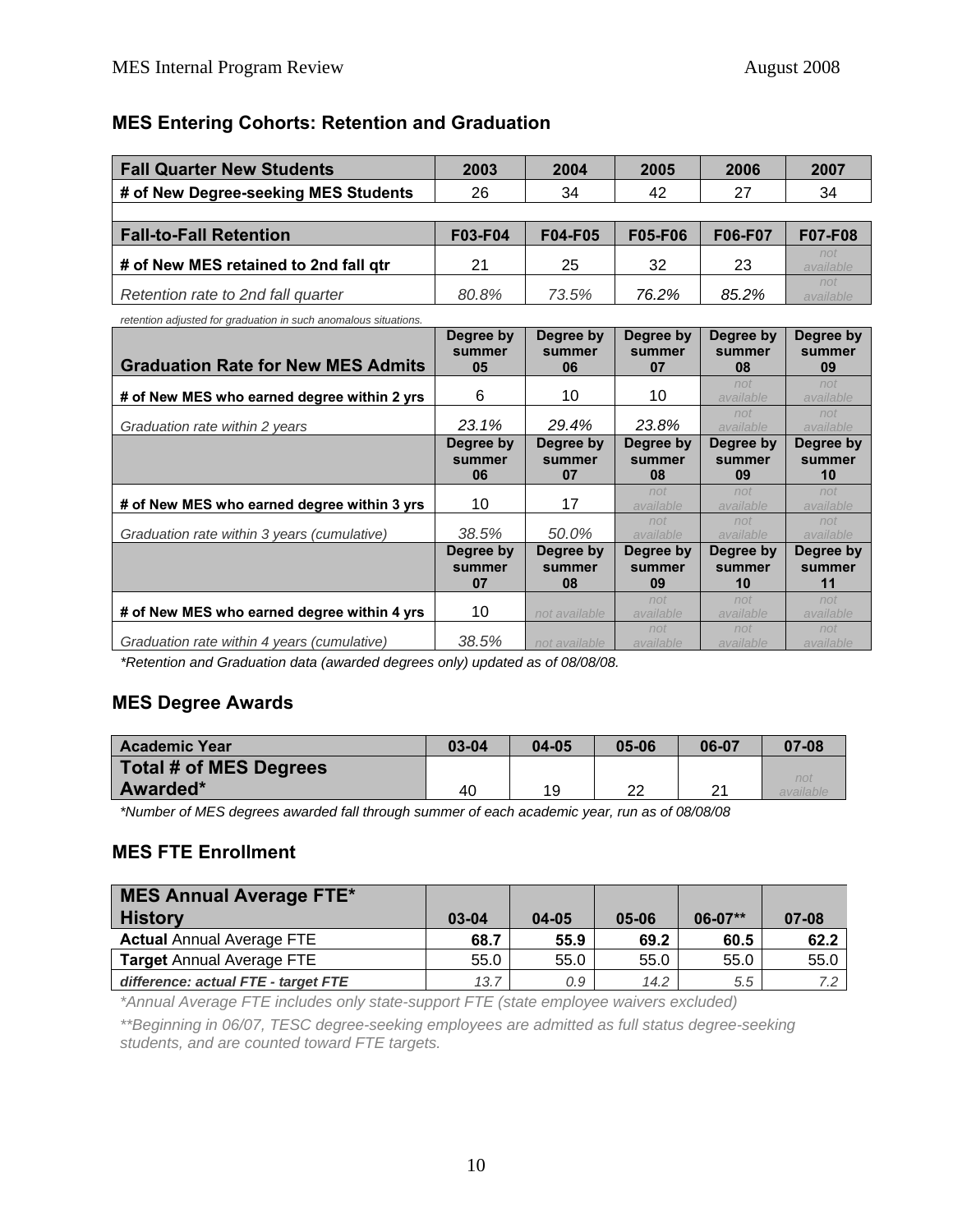## MES Entering Cohorts: Retention and Graduation

| Fall Quarter New Students | 2003 | 2004 | 2005 | 2006 | 2007 |
|---|---|---|---|---|---|
| # of New Degree-seeking MES Students | 26 | 34 | 42 | 27 | 34 |
| **Fall-to-Fall Retention** | **F03-F04** | **F04-F05** | **F05-F06** | **F06-F07** | **F07-F08** |
| # of New MES retained to 2nd fall qtr | 21 | 25 | 32 | 23 | not available |
| *Retention rate to 2nd fall quarter* | *80.8%* | *73.5%* | *76.2%* | *85.2%* | not available |

*retention adjusted for graduation in such anomalous situations.*

| Graduation Rate for New MES Admits | Degree by summer 05 | Degree by summer 06 | Degree by summer 07 | Degree by summer 08 | Degree by summer 09 |
|---|---|---|---|---|---|
| # of New MES who earned degree within 2 yrs | 6 | 10 | 10 | not available | not available |
| *Graduation rate within 2 years* | *23.1%* | *29.4%* | *23.8%* | not available | not available |
| | **Degree by summer 06** | **Degree by summer 07** | **Degree by summer 08** | **Degree by summer 09** | **Degree by summer 10** |
| # of New MES who earned degree within 3 yrs | 10 | 17 | not available | not available | not available |
| *Graduation rate within 3 years (cumulative)* | *38.5%* | *50.0%* | not available | not available | not available |
| | **Degree by summer 07** | **Degree by summer 08** | **Degree by summer 09** | **Degree by summer 10** | **Degree by summer 11** |
| # of New MES who earned degree within 4 yrs | 10 | not available | not available | not available | not available |
| *Graduation rate within 4 years (cumulative)* | *38.5%* | not available | not available | not available | not available |

*\*Retention and Graduation data (awarded degrees only) updated as of 08/08/08.*

## MES Degree Awards

| Academic Year | 03-04 | 04-05 | 05-06 | 06-07 | 07-08 |
|---|---|---|---|---|---|
| **Total # of MES Degrees Awarded\*** | 40 | 19 | 22 | 21 | not available |

*\*Number of MES degrees awarded fall through summer of each academic year, run as of 08/08/08*

## MES FTE Enrollment

| MES Annual Average FTE* History | 03-04 | 04-05 | 05-06 | 06-07** | 07-08 |
|---|---|---|---|---|---|
| **Actual** Annual Average FTE | **68.7** | **55.9** | **69.2** | **60.5** | **62.2** |
| **Target** Annual Average FTE | 55.0 | 55.0 | 55.0 | 55.0 | 55.0 |
| ***difference: actual FTE - target FTE*** | *13.7* | *0.9* | *14.2* | *5.5* | *7.2* |

*\*Annual Average FTE includes only state-support FTE (state employee waivers excluded)*

*\*\*Beginning in 06/07, TESC degree-seeking employees are admitted as full status degree-seeking students, and are counted toward FTE targets.*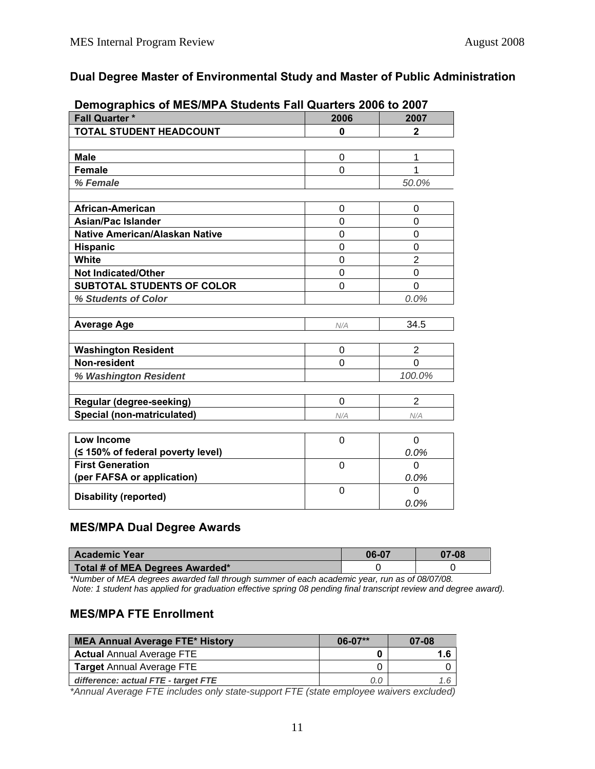## Dual Degree Master of Environmental Study and Master of Public Administration

### Demographics of MES/MPA Students Fall Quarters 2006 to 2007

| Fall Quarter * | 2006 | 2007 |
|---|---|---|
| **TOTAL STUDENT HEADCOUNT** | **0** | **2** |
| | | |
| **Male** | 0 | 1 |
| **Female** | 0 | 1 |
| ***% Female*** | | *50.0%* |
| | | |
| **African-American** | 0 | 0 |
| **Asian/Pac Islander** | 0 | 0 |
| **Native American/Alaskan Native** | 0 | 0 |
| **Hispanic** | 0 | 0 |
| **White** | 0 | 2 |
| **Not Indicated/Other** | 0 | 0 |
| **SUBTOTAL STUDENTS OF COLOR** | 0 | 0 |
| ***% Students of Color*** | | *0.0%* |
| | | |
| **Average Age** | *N/A* | 34.5 |
| | | |
| **Washington Resident** | 0 | 2 |
| **Non-resident** | 0 | 0 |
| ***% Washington Resident*** | | *100.0%* |
| | | |
| **Regular (degree-seeking)** | 0 | 2 |
| **Special (non-matriculated)** | *N/A* | *N/A* |
| | | |
| **Low Income (≤ 150% of federal poverty level)** | 0 | 0 *0.0%* |
| **First Generation (per FAFSA or application)** | 0 | 0 *0.0%* |
| **Disability (reported)** | 0 | 0 *0.0%* |

### MES/MPA Dual Degree Awards

| Academic Year | 06-07 | 07-08 |
|---|---|---|
| **Total # of MEA Degrees Awarded*** | 0 | 0 |

*\*Number of MEA degrees awarded fall through summer of each academic year, run as of 08/07/08.*
*Note: 1 student has applied for graduation effective spring 08 pending final transcript review and degree award).*

### MES/MPA FTE Enrollment

| MEA Annual Average FTE* History | 06-07** | 07-08 |
|---|---|---|
| **Actual** Annual Average FTE | **0** | **1.6** |
| **Target** Annual Average FTE | 0 | 0 |
| ***difference: actual FTE - target FTE*** | *0.0* | *1.6* |

*\*Annual Average FTE includes only state-support FTE (state employee waivers excluded)*